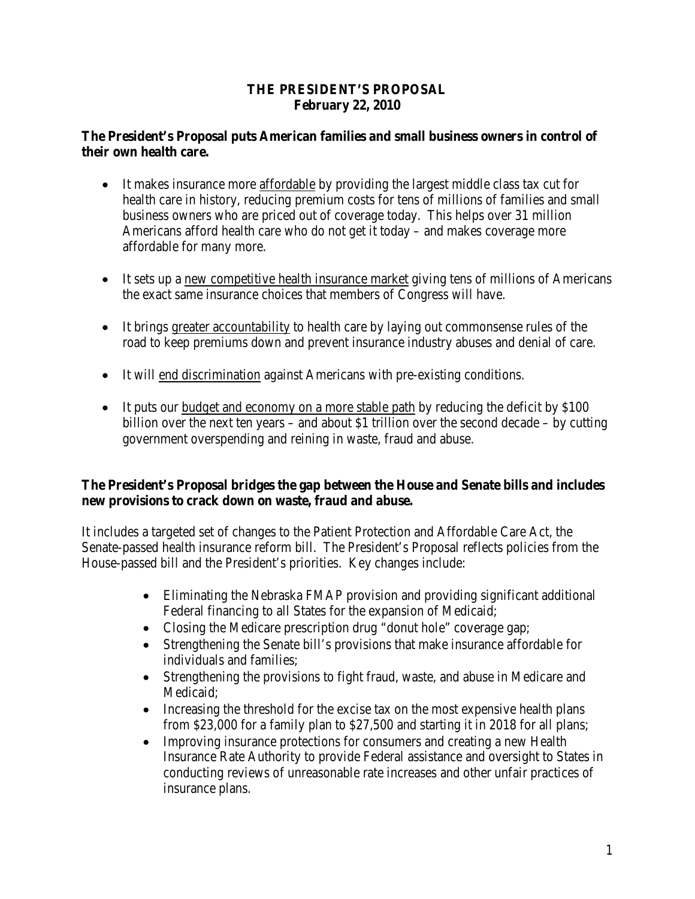# THE PRESIDENT'S PROPOSAL
**February 22, 2010**

**The President's Proposal puts American families and small business owners in control of their own health care.**

- It makes insurance more affordable by providing the largest middle class tax cut for health care in history, reducing premium costs for tens of millions of families and small business owners who are priced out of coverage today. This helps over 31 million Americans afford health care who do not get it today – and makes coverage more affordable for many more.
- It sets up a new competitive health insurance market giving tens of millions of Americans the exact same insurance choices that members of Congress will have.
- It brings greater accountability to health care by laying out commonsense rules of the road to keep premiums down and prevent insurance industry abuses and denial of care.
- It will end discrimination against Americans with pre-existing conditions.
- It puts our budget and economy on a more stable path by reducing the deficit by $100 billion over the next ten years – and about $1 trillion over the second decade – by cutting government overspending and reining in waste, fraud and abuse.

**The President's Proposal bridges the gap between the House and Senate bills and includes new provisions to crack down on waste, fraud and abuse.**

It includes a targeted set of changes to the Patient Protection and Affordable Care Act, the Senate-passed health insurance reform bill. The President's Proposal reflects policies from the House-passed bill and the President's priorities. Key changes include:

- Eliminating the Nebraska FMAP provision and providing significant additional Federal financing to all States for the expansion of Medicaid;
- Closing the Medicare prescription drug "donut hole" coverage gap;
- Strengthening the Senate bill's provisions that make insurance affordable for individuals and families;
- Strengthening the provisions to fight fraud, waste, and abuse in Medicare and Medicaid;
- Increasing the threshold for the excise tax on the most expensive health plans from $23,000 for a family plan to $27,500 and starting it in 2018 for all plans;
- Improving insurance protections for consumers and creating a new Health Insurance Rate Authority to provide Federal assistance and oversight to States in conducting reviews of unreasonable rate increases and other unfair practices of insurance plans.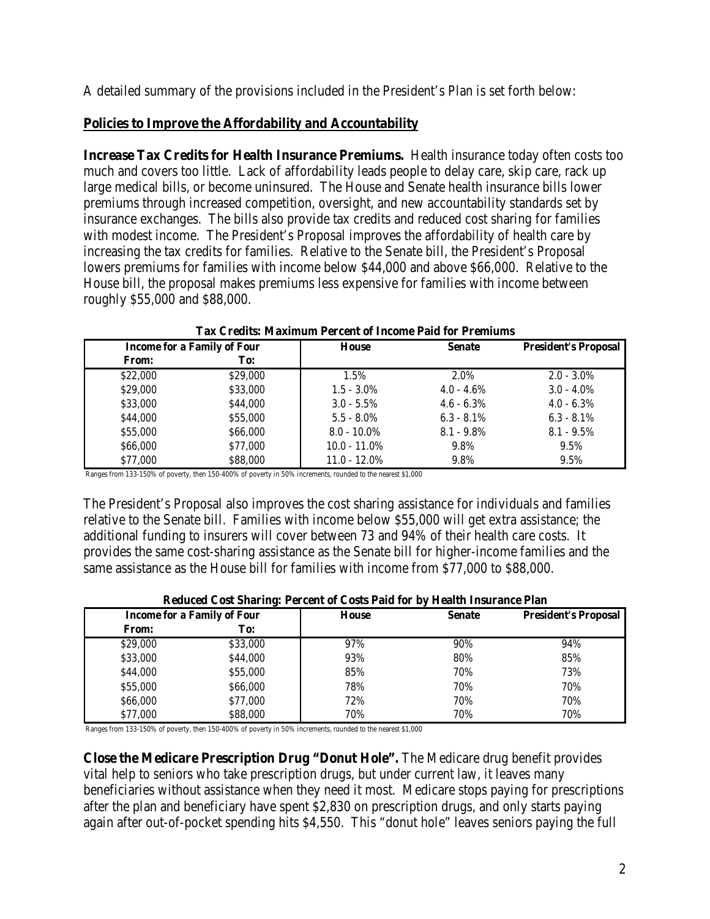A detailed summary of the provisions included in the President's Plan is set forth below:

## Policies to Improve the Affordability and Accountability

**Increase Tax Credits for Health Insurance Premiums.** Health insurance today often costs too much and covers too little. Lack of affordability leads people to delay care, skip care, rack up large medical bills, or become uninsured. The House and Senate health insurance bills lower premiums through increased competition, oversight, and new accountability standards set by insurance exchanges. The bills also provide tax credits and reduced cost sharing for families with modest income. The President's Proposal improves the affordability of health care by increasing the tax credits for families. Relative to the Senate bill, the President's Proposal lowers premiums for families with income below $44,000 and above $66,000. Relative to the House bill, the proposal makes premiums less expensive for families with income between roughly $55,000 and $88,000.

**Tax Credits: Maximum Percent of Income Paid for Premiums**

| Income for a Family of Four | | House | Senate | President's Proposal |
|---|---|---|---|---|
| From: | To: | | | |
| $22,000 | $29,000 | 1.5% | 2.0% | 2.0 - 3.0% |
| $29,000 | $33,000 | 1.5 - 3.0% | 4.0 - 4.6% | 3.0 - 4.0% |
| $33,000 | $44,000 | 3.0 - 5.5% | 4.6 - 6.3% | 4.0 - 6.3% |
| $44,000 | $55,000 | 5.5 - 8.0% | 6.3 - 8.1% | 6.3 - 8.1% |
| $55,000 | $66,000 | 8.0 - 10.0% | 8.1 - 9.8% | 8.1 - 9.5% |
| $66,000 | $77,000 | 10.0 - 11.0% | 9.8% | 9.5% |
| $77,000 | $88,000 | 11.0 - 12.0% | 9.8% | 9.5% |

Ranges from 133-150% of poverty, then 150-400% of poverty in 50% increments, rounded to the nearest $1,000

The President's Proposal also improves the cost sharing assistance for individuals and families relative to the Senate bill. Families with income below $55,000 will get extra assistance; the additional funding to insurers will cover between 73 and 94% of their health care costs. It provides the same cost-sharing assistance as the Senate bill for higher-income families and the same assistance as the House bill for families with income from $77,000 to $88,000.

**Reduced Cost Sharing: Percent of Costs Paid for by Health Insurance Plan**

| Income for a Family of Four | | House | Senate | President's Proposal |
|---|---|---|---|---|
| From: | To: | | | |
| $29,000 | $33,000 | 97% | 90% | 94% |
| $33,000 | $44,000 | 93% | 80% | 85% |
| $44,000 | $55,000 | 85% | 70% | 73% |
| $55,000 | $66,000 | 78% | 70% | 70% |
| $66,000 | $77,000 | 72% | 70% | 70% |
| $77,000 | $88,000 | 70% | 70% | 70% |

Ranges from 133-150% of poverty, then 150-400% of poverty in 50% increments, rounded to the nearest $1,000

**Close the Medicare Prescription Drug "Donut Hole".** The Medicare drug benefit provides vital help to seniors who take prescription drugs, but under current law, it leaves many beneficiaries without assistance when they need it most. Medicare stops paying for prescriptions after the plan and beneficiary have spent $2,830 on prescription drugs, and only starts paying again after out-of-pocket spending hits $4,550. This "donut hole" leaves seniors paying the full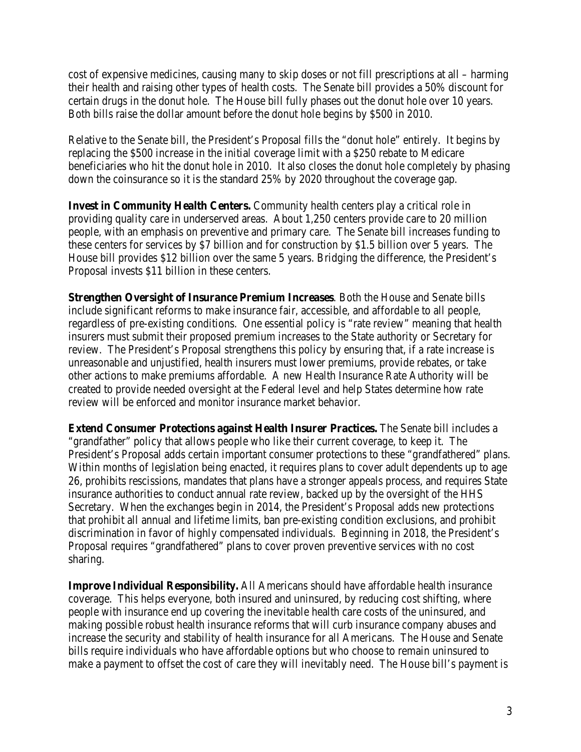cost of expensive medicines, causing many to skip doses or not fill prescriptions at all – harming their health and raising other types of health costs. The Senate bill provides a 50% discount for certain drugs in the donut hole. The House bill fully phases out the donut hole over 10 years. Both bills raise the dollar amount before the donut hole begins by $500 in 2010.

Relative to the Senate bill, the President's Proposal fills the "donut hole" entirely. It begins by replacing the $500 increase in the initial coverage limit with a $250 rebate to Medicare beneficiaries who hit the donut hole in 2010. It also closes the donut hole completely by phasing down the coinsurance so it is the standard 25% by 2020 throughout the coverage gap.

**Invest in Community Health Centers.** Community health centers play a critical role in providing quality care in underserved areas. About 1,250 centers provide care to 20 million people, with an emphasis on preventive and primary care. The Senate bill increases funding to these centers for services by $7 billion and for construction by $1.5 billion over 5 years. The House bill provides $12 billion over the same 5 years. Bridging the difference, the President's Proposal invests $11 billion in these centers.

**Strengthen Oversight of Insurance Premium Increases**. Both the House and Senate bills include significant reforms to make insurance fair, accessible, and affordable to all people, regardless of pre-existing conditions. One essential policy is "rate review" meaning that health insurers must submit their proposed premium increases to the State authority or Secretary for review. The President's Proposal strengthens this policy by ensuring that, if a rate increase is unreasonable and unjustified, health insurers must lower premiums, provide rebates, or take other actions to make premiums affordable. A new Health Insurance Rate Authority will be created to provide needed oversight at the Federal level and help States determine how rate review will be enforced and monitor insurance market behavior.

**Extend Consumer Protections against Health Insurer Practices.** The Senate bill includes a "grandfather" policy that allows people who like their current coverage, to keep it. The President's Proposal adds certain important consumer protections to these "grandfathered" plans. Within months of legislation being enacted, it requires plans to cover adult dependents up to age 26, prohibits rescissions, mandates that plans have a stronger appeals process, and requires State insurance authorities to conduct annual rate review, backed up by the oversight of the HHS Secretary. When the exchanges begin in 2014, the President's Proposal adds new protections that prohibit all annual and lifetime limits, ban pre-existing condition exclusions, and prohibit discrimination in favor of highly compensated individuals. Beginning in 2018, the President's Proposal requires "grandfathered" plans to cover proven preventive services with no cost sharing.

**Improve Individual Responsibility.** All Americans should have affordable health insurance coverage. This helps everyone, both insured and uninsured, by reducing cost shifting, where people with insurance end up covering the inevitable health care costs of the uninsured, and making possible robust health insurance reforms that will curb insurance company abuses and increase the security and stability of health insurance for all Americans. The House and Senate bills require individuals who have affordable options but who choose to remain uninsured to make a payment to offset the cost of care they will inevitably need. The House bill's payment is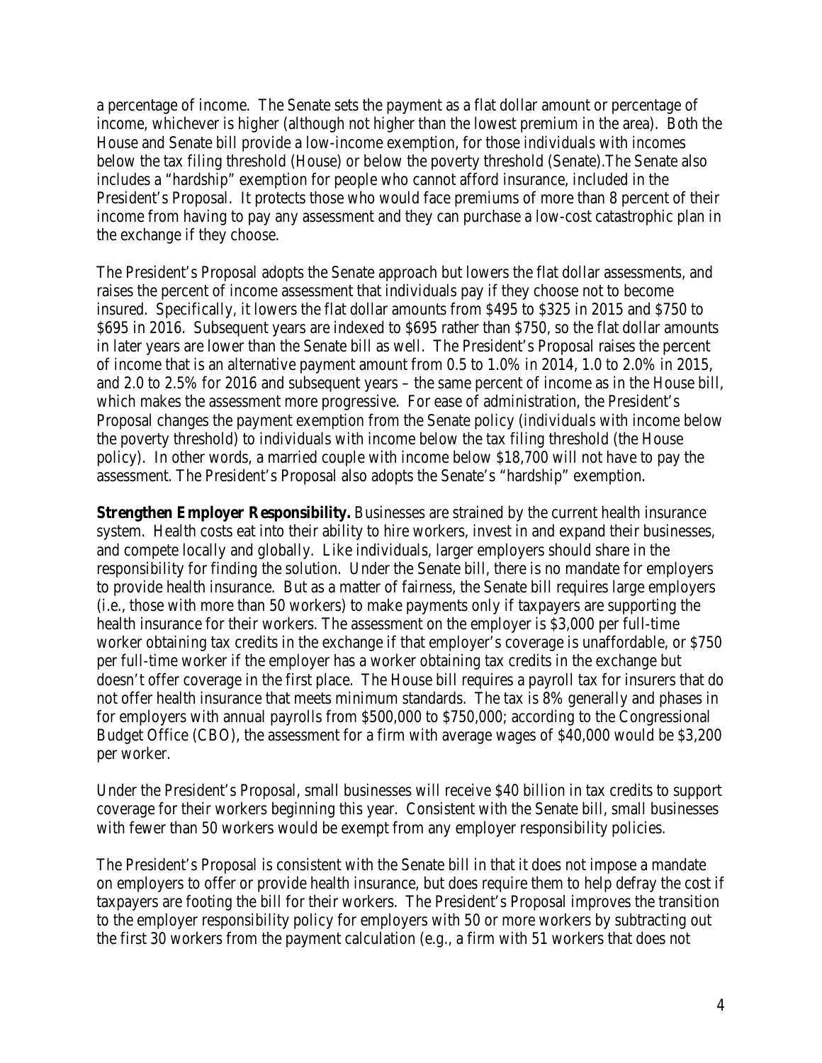a percentage of income. The Senate sets the payment as a flat dollar amount or percentage of income, whichever is higher (although not higher than the lowest premium in the area). Both the House and Senate bill provide a low-income exemption, for those individuals with incomes below the tax filing threshold (House) or below the poverty threshold (Senate).The Senate also includes a "hardship" exemption for people who cannot afford insurance, included in the President's Proposal. It protects those who would face premiums of more than 8 percent of their income from having to pay any assessment and they can purchase a low-cost catastrophic plan in the exchange if they choose.

The President's Proposal adopts the Senate approach but lowers the flat dollar assessments, and raises the percent of income assessment that individuals pay if they choose not to become insured. Specifically, it lowers the flat dollar amounts from $495 to $325 in 2015 and $750 to $695 in 2016. Subsequent years are indexed to $695 rather than $750, so the flat dollar amounts in later years are lower than the Senate bill as well. The President's Proposal raises the percent of income that is an alternative payment amount from 0.5 to 1.0% in 2014, 1.0 to 2.0% in 2015, and 2.0 to 2.5% for 2016 and subsequent years – the same percent of income as in the House bill, which makes the assessment more progressive. For ease of administration, the President's Proposal changes the payment exemption from the Senate policy (individuals with income below the poverty threshold) to individuals with income below the tax filing threshold (the House policy). In other words, a married couple with income below $18,700 will not have to pay the assessment. The President's Proposal also adopts the Senate's "hardship" exemption.

**Strengthen Employer Responsibility.** Businesses are strained by the current health insurance system. Health costs eat into their ability to hire workers, invest in and expand their businesses, and compete locally and globally. Like individuals, larger employers should share in the responsibility for finding the solution. Under the Senate bill, there is no mandate for employers to provide health insurance. But as a matter of fairness, the Senate bill requires large employers (i.e., those with more than 50 workers) to make payments only if taxpayers are supporting the health insurance for their workers. The assessment on the employer is $3,000 per full-time worker obtaining tax credits in the exchange if that employer's coverage is unaffordable, or $750 per full-time worker if the employer has a worker obtaining tax credits in the exchange but doesn't offer coverage in the first place. The House bill requires a payroll tax for insurers that do not offer health insurance that meets minimum standards. The tax is 8% generally and phases in for employers with annual payrolls from $500,000 to $750,000; according to the Congressional Budget Office (CBO), the assessment for a firm with average wages of $40,000 would be $3,200 per worker.

Under the President's Proposal, small businesses will receive $40 billion in tax credits to support coverage for their workers beginning this year. Consistent with the Senate bill, small businesses with fewer than 50 workers would be exempt from any employer responsibility policies.

The President's Proposal is consistent with the Senate bill in that it does not impose a mandate on employers to offer or provide health insurance, but does require them to help defray the cost if taxpayers are footing the bill for their workers. The President's Proposal improves the transition to the employer responsibility policy for employers with 50 or more workers by subtracting out the first 30 workers from the payment calculation (e.g., a firm with 51 workers that does not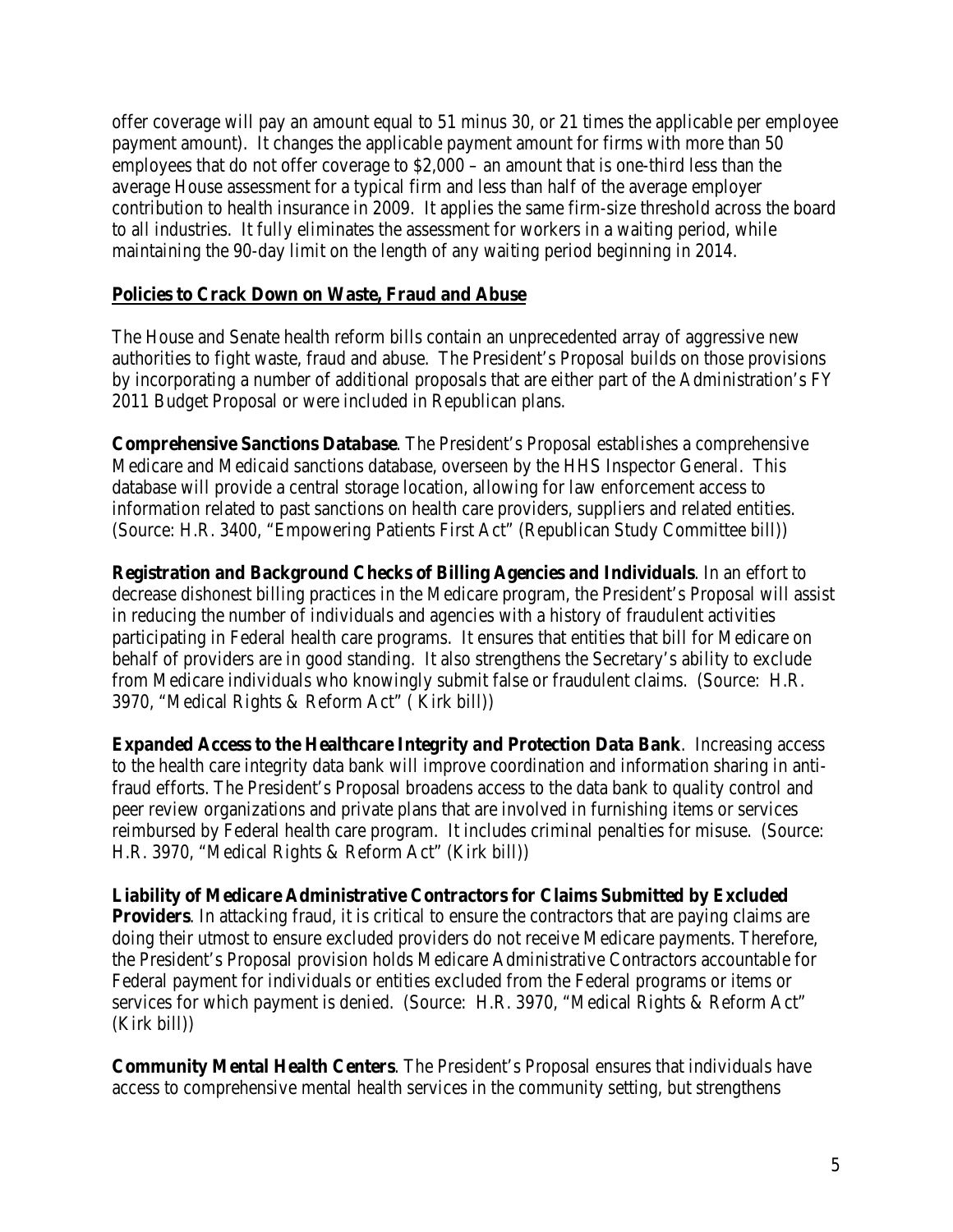offer coverage will pay an amount equal to 51 minus 30, or 21 times the applicable per employee payment amount). It changes the applicable payment amount for firms with more than 50 employees that do not offer coverage to $2,000 – an amount that is one-third less than the average House assessment for a typical firm and less than half of the average employer contribution to health insurance in 2009. It applies the same firm-size threshold across the board to all industries. It fully eliminates the assessment for workers in a waiting period, while maintaining the 90-day limit on the length of any waiting period beginning in 2014.

## Policies to Crack Down on Waste, Fraud and Abuse

The House and Senate health reform bills contain an unprecedented array of aggressive new authorities to fight waste, fraud and abuse. The President's Proposal builds on those provisions by incorporating a number of additional proposals that are either part of the Administration's FY 2011 Budget Proposal or were included in Republican plans.

**Comprehensive Sanctions Database**. The President's Proposal establishes a comprehensive Medicare and Medicaid sanctions database, overseen by the HHS Inspector General. This database will provide a central storage location, allowing for law enforcement access to information related to past sanctions on health care providers, suppliers and related entities. (Source: H.R. 3400, "Empowering Patients First Act" (Republican Study Committee bill))

**Registration and Background Checks of Billing Agencies and Individuals**. In an effort to decrease dishonest billing practices in the Medicare program, the President's Proposal will assist in reducing the number of individuals and agencies with a history of fraudulent activities participating in Federal health care programs. It ensures that entities that bill for Medicare on behalf of providers are in good standing. It also strengthens the Secretary's ability to exclude from Medicare individuals who knowingly submit false or fraudulent claims. (Source: H.R. 3970, "Medical Rights & Reform Act" ( Kirk bill))

**Expanded Access to the Healthcare Integrity and Protection Data Bank**. Increasing access to the health care integrity data bank will improve coordination and information sharing in anti-fraud efforts. The President's Proposal broadens access to the data bank to quality control and peer review organizations and private plans that are involved in furnishing items or services reimbursed by Federal health care program. It includes criminal penalties for misuse. (Source: H.R. 3970, "Medical Rights & Reform Act" (Kirk bill))

**Liability of Medicare Administrative Contractors for Claims Submitted by Excluded Providers**. In attacking fraud, it is critical to ensure the contractors that are paying claims are doing their utmost to ensure excluded providers do not receive Medicare payments. Therefore, the President's Proposal provision holds Medicare Administrative Contractors accountable for Federal payment for individuals or entities excluded from the Federal programs or items or services for which payment is denied. (Source: H.R. 3970, "Medical Rights & Reform Act" (Kirk bill))

**Community Mental Health Centers**. The President's Proposal ensures that individuals have access to comprehensive mental health services in the community setting, but strengthens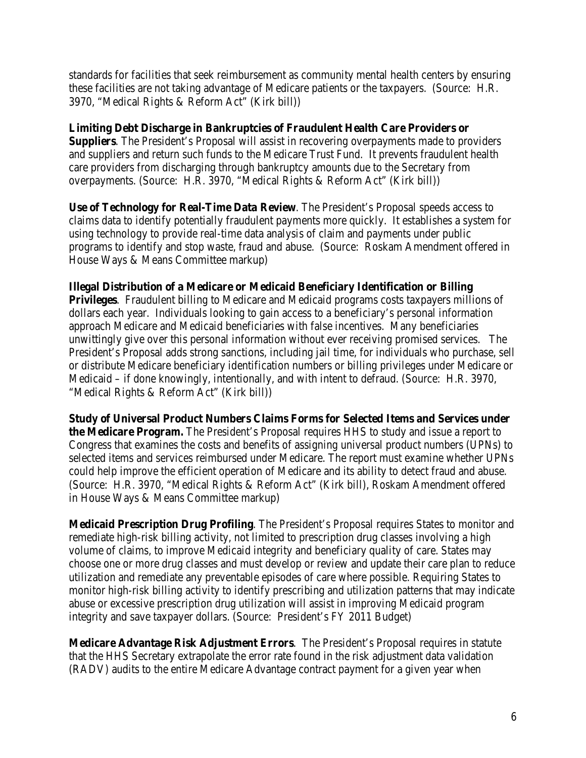standards for facilities that seek reimbursement as community mental health centers by ensuring these facilities are not taking advantage of Medicare patients or the taxpayers. (Source: H.R. 3970, "Medical Rights & Reform Act" (Kirk bill))

**Limiting Debt Discharge in Bankruptcies of Fraudulent Health Care Providers or Suppliers**. The President's Proposal will assist in recovering overpayments made to providers and suppliers and return such funds to the Medicare Trust Fund. It prevents fraudulent health care providers from discharging through bankruptcy amounts due to the Secretary from overpayments. (Source: H.R. 3970, "Medical Rights & Reform Act" (Kirk bill))

**Use of Technology for Real-Time Data Review**. The President's Proposal speeds access to claims data to identify potentially fraudulent payments more quickly. It establishes a system for using technology to provide real-time data analysis of claim and payments under public programs to identify and stop waste, fraud and abuse. (Source: Roskam Amendment offered in House Ways & Means Committee markup)

**Illegal Distribution of a Medicare or Medicaid Beneficiary Identification or Billing Privileges**. Fraudulent billing to Medicare and Medicaid programs costs taxpayers millions of dollars each year. Individuals looking to gain access to a beneficiary's personal information approach Medicare and Medicaid beneficiaries with false incentives. Many beneficiaries unwittingly give over this personal information without ever receiving promised services. The President's Proposal adds strong sanctions, including jail time, for individuals who purchase, sell or distribute Medicare beneficiary identification numbers or billing privileges under Medicare or Medicaid – if done knowingly, intentionally, and with intent to defraud. (Source: H.R. 3970, "Medical Rights & Reform Act" (Kirk bill))

**Study of Universal Product Numbers Claims Forms for Selected Items and Services under the Medicare Program.** The President's Proposal requires HHS to study and issue a report to Congress that examines the costs and benefits of assigning universal product numbers (UPNs) to selected items and services reimbursed under Medicare. The report must examine whether UPNs could help improve the efficient operation of Medicare and its ability to detect fraud and abuse. (Source: H.R. 3970, "Medical Rights & Reform Act" (Kirk bill), Roskam Amendment offered in House Ways & Means Committee markup)

**Medicaid Prescription Drug Profiling**. The President's Proposal requires States to monitor and remediate high-risk billing activity, not limited to prescription drug classes involving a high volume of claims, to improve Medicaid integrity and beneficiary quality of care. States may choose one or more drug classes and must develop or review and update their care plan to reduce utilization and remediate any preventable episodes of care where possible. Requiring States to monitor high-risk billing activity to identify prescribing and utilization patterns that may indicate abuse or excessive prescription drug utilization will assist in improving Medicaid program integrity and save taxpayer dollars. (Source: President's FY 2011 Budget)

**Medicare Advantage Risk Adjustment Errors**. The President's Proposal requires in statute that the HHS Secretary extrapolate the error rate found in the risk adjustment data validation (RADV) audits to the entire Medicare Advantage contract payment for a given year when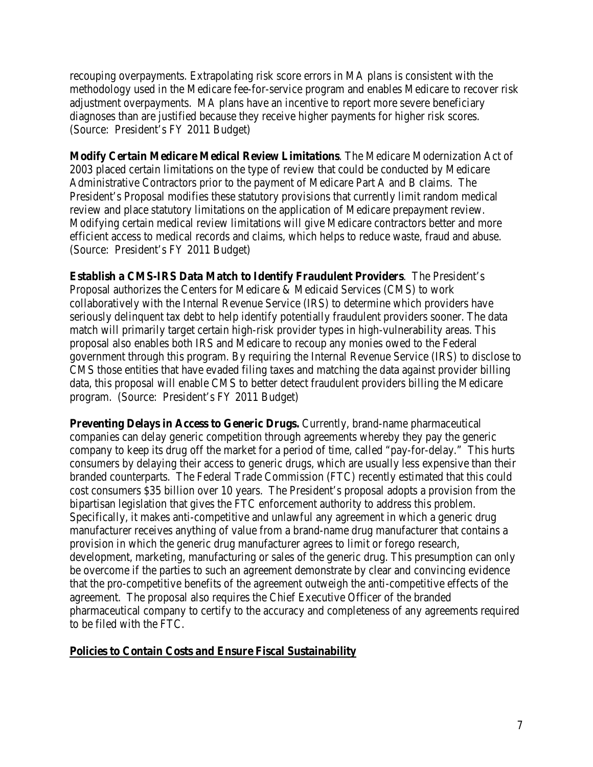recouping overpayments. Extrapolating risk score errors in MA plans is consistent with the methodology used in the Medicare fee-for-service program and enables Medicare to recover risk adjustment overpayments. MA plans have an incentive to report more severe beneficiary diagnoses than are justified because they receive higher payments for higher risk scores. (Source: President's FY 2011 Budget)

**Modify Certain Medicare Medical Review Limitations**. The Medicare Modernization Act of 2003 placed certain limitations on the type of review that could be conducted by Medicare Administrative Contractors prior to the payment of Medicare Part A and B claims. The President's Proposal modifies these statutory provisions that currently limit random medical review and place statutory limitations on the application of Medicare prepayment review. Modifying certain medical review limitations will give Medicare contractors better and more efficient access to medical records and claims, which helps to reduce waste, fraud and abuse. (Source: President's FY 2011 Budget)

**Establish a CMS-IRS Data Match to Identify Fraudulent Providers**. The President's Proposal authorizes the Centers for Medicare & Medicaid Services (CMS) to work collaboratively with the Internal Revenue Service (IRS) to determine which providers have seriously delinquent tax debt to help identify potentially fraudulent providers sooner. The data match will primarily target certain high-risk provider types in high-vulnerability areas. This proposal also enables both IRS and Medicare to recoup any monies owed to the Federal government through this program. By requiring the Internal Revenue Service (IRS) to disclose to CMS those entities that have evaded filing taxes and matching the data against provider billing data, this proposal will enable CMS to better detect fraudulent providers billing the Medicare program. (Source: President's FY 2011 Budget)

**Preventing Delays in Access to Generic Drugs.** Currently, brand-name pharmaceutical companies can delay generic competition through agreements whereby they pay the generic company to keep its drug off the market for a period of time, called "pay-for-delay." This hurts consumers by delaying their access to generic drugs, which are usually less expensive than their branded counterparts. The Federal Trade Commission (FTC) recently estimated that this could cost consumers $35 billion over 10 years. The President's proposal adopts a provision from the bipartisan legislation that gives the FTC enforcement authority to address this problem. Specifically, it makes anti-competitive and unlawful any agreement in which a generic drug manufacturer receives anything of value from a brand-name drug manufacturer that contains a provision in which the generic drug manufacturer agrees to limit or forego research, development, marketing, manufacturing or sales of the generic drug. This presumption can only be overcome if the parties to such an agreement demonstrate by clear and convincing evidence that the pro-competitive benefits of the agreement outweigh the anti-competitive effects of the agreement. The proposal also requires the Chief Executive Officer of the branded pharmaceutical company to certify to the accuracy and completeness of any agreements required to be filed with the FTC.

**Policies to Contain Costs and Ensure Fiscal Sustainability**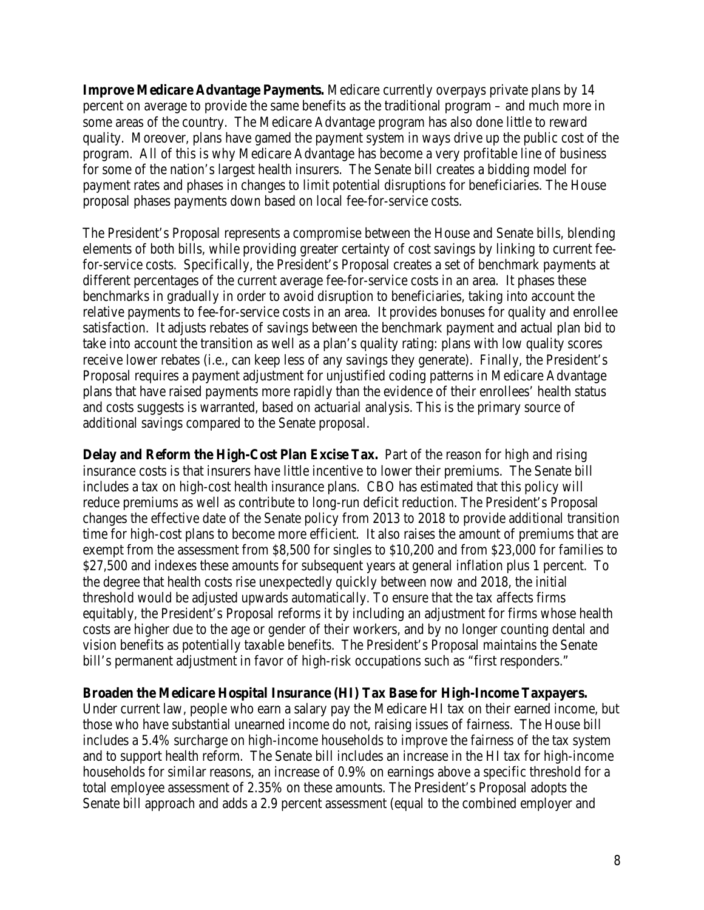**Improve Medicare Advantage Payments.** Medicare currently overpays private plans by 14 percent on average to provide the same benefits as the traditional program – and much more in some areas of the country. The Medicare Advantage program has also done little to reward quality. Moreover, plans have gamed the payment system in ways drive up the public cost of the program. All of this is why Medicare Advantage has become a very profitable line of business for some of the nation's largest health insurers. The Senate bill creates a bidding model for payment rates and phases in changes to limit potential disruptions for beneficiaries. The House proposal phases payments down based on local fee-for-service costs.

The President's Proposal represents a compromise between the House and Senate bills, blending elements of both bills, while providing greater certainty of cost savings by linking to current fee-for-service costs. Specifically, the President's Proposal creates a set of benchmark payments at different percentages of the current average fee-for-service costs in an area. It phases these benchmarks in gradually in order to avoid disruption to beneficiaries, taking into account the relative payments to fee-for-service costs in an area. It provides bonuses for quality and enrollee satisfaction. It adjusts rebates of savings between the benchmark payment and actual plan bid to take into account the transition as well as a plan's quality rating: plans with low quality scores receive lower rebates (i.e., can keep less of any savings they generate). Finally, the President's Proposal requires a payment adjustment for unjustified coding patterns in Medicare Advantage plans that have raised payments more rapidly than the evidence of their enrollees' health status and costs suggests is warranted, based on actuarial analysis. This is the primary source of additional savings compared to the Senate proposal.

**Delay and Reform the High-Cost Plan Excise Tax.** Part of the reason for high and rising insurance costs is that insurers have little incentive to lower their premiums. The Senate bill includes a tax on high-cost health insurance plans. CBO has estimated that this policy will reduce premiums as well as contribute to long-run deficit reduction. The President's Proposal changes the effective date of the Senate policy from 2013 to 2018 to provide additional transition time for high-cost plans to become more efficient. It also raises the amount of premiums that are exempt from the assessment from $8,500 for singles to $10,200 and from $23,000 for families to $27,500 and indexes these amounts for subsequent years at general inflation plus 1 percent. To the degree that health costs rise unexpectedly quickly between now and 2018, the initial threshold would be adjusted upwards automatically. To ensure that the tax affects firms equitably, the President's Proposal reforms it by including an adjustment for firms whose health costs are higher due to the age or gender of their workers, and by no longer counting dental and vision benefits as potentially taxable benefits. The President's Proposal maintains the Senate bill's permanent adjustment in favor of high-risk occupations such as "first responders."

**Broaden the Medicare Hospital Insurance (HI) Tax Base for High-Income Taxpayers.** Under current law, people who earn a salary pay the Medicare HI tax on their earned income, but those who have substantial unearned income do not, raising issues of fairness. The House bill includes a 5.4% surcharge on high-income households to improve the fairness of the tax system and to support health reform. The Senate bill includes an increase in the HI tax for high-income households for similar reasons, an increase of 0.9% on earnings above a specific threshold for a total employee assessment of 2.35% on these amounts. The President's Proposal adopts the Senate bill approach and adds a 2.9 percent assessment (equal to the combined employer and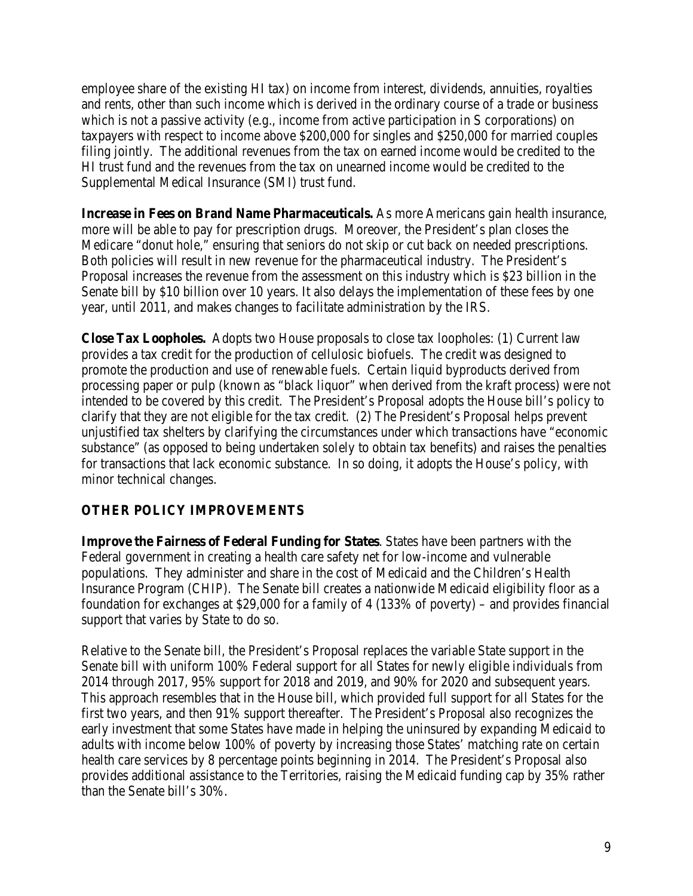employee share of the existing HI tax) on income from interest, dividends, annuities, royalties and rents, other than such income which is derived in the ordinary course of a trade or business which is not a passive activity (e.g., income from active participation in S corporations) on taxpayers with respect to income above $200,000 for singles and $250,000 for married couples filing jointly. The additional revenues from the tax on earned income would be credited to the HI trust fund and the revenues from the tax on unearned income would be credited to the Supplemental Medical Insurance (SMI) trust fund.

**Increase in Fees on Brand Name Pharmaceuticals.** As more Americans gain health insurance, more will be able to pay for prescription drugs. Moreover, the President's plan closes the Medicare "donut hole," ensuring that seniors do not skip or cut back on needed prescriptions. Both policies will result in new revenue for the pharmaceutical industry. The President's Proposal increases the revenue from the assessment on this industry which is $23 billion in the Senate bill by $10 billion over 10 years. It also delays the implementation of these fees by one year, until 2011, and makes changes to facilitate administration by the IRS.

**Close Tax Loopholes.** Adopts two House proposals to close tax loopholes: (1) Current law provides a tax credit for the production of cellulosic biofuels. The credit was designed to promote the production and use of renewable fuels. Certain liquid byproducts derived from processing paper or pulp (known as "black liquor" when derived from the kraft process) were not intended to be covered by this credit. The President's Proposal adopts the House bill's policy to clarify that they are not eligible for the tax credit. (2) The President's Proposal helps prevent unjustified tax shelters by clarifying the circumstances under which transactions have "economic substance" (as opposed to being undertaken solely to obtain tax benefits) and raises the penalties for transactions that lack economic substance. In so doing, it adopts the House's policy, with minor technical changes.

## OTHER POLICY IMPROVEMENTS

**Improve the Fairness of Federal Funding for States**. States have been partners with the Federal government in creating a health care safety net for low-income and vulnerable populations. They administer and share in the cost of Medicaid and the Children's Health Insurance Program (CHIP). The Senate bill creates a nationwide Medicaid eligibility floor as a foundation for exchanges at $29,000 for a family of 4 (133% of poverty) – and provides financial support that varies by State to do so.

Relative to the Senate bill, the President's Proposal replaces the variable State support in the Senate bill with uniform 100% Federal support for all States for newly eligible individuals from 2014 through 2017, 95% support for 2018 and 2019, and 90% for 2020 and subsequent years. This approach resembles that in the House bill, which provided full support for all States for the first two years, and then 91% support thereafter. The President's Proposal also recognizes the early investment that some States have made in helping the uninsured by expanding Medicaid to adults with income below 100% of poverty by increasing those States' matching rate on certain health care services by 8 percentage points beginning in 2014. The President's Proposal also provides additional assistance to the Territories, raising the Medicaid funding cap by 35% rather than the Senate bill's 30%.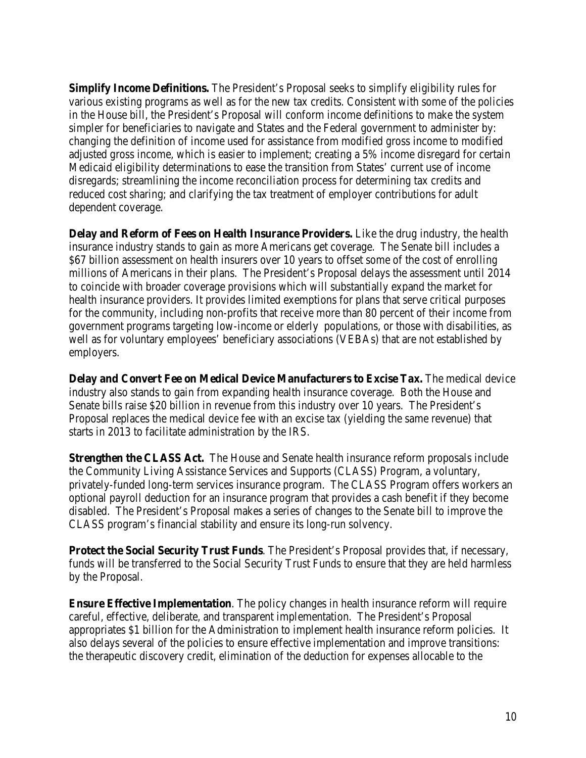**Simplify Income Definitions.** The President's Proposal seeks to simplify eligibility rules for various existing programs as well as for the new tax credits. Consistent with some of the policies in the House bill, the President's Proposal will conform income definitions to make the system simpler for beneficiaries to navigate and States and the Federal government to administer by: changing the definition of income used for assistance from modified gross income to modified adjusted gross income, which is easier to implement; creating a 5% income disregard for certain Medicaid eligibility determinations to ease the transition from States' current use of income disregards; streamlining the income reconciliation process for determining tax credits and reduced cost sharing; and clarifying the tax treatment of employer contributions for adult dependent coverage.

**Delay and Reform of Fees on Health Insurance Providers.** Like the drug industry, the health insurance industry stands to gain as more Americans get coverage. The Senate bill includes a $67 billion assessment on health insurers over 10 years to offset some of the cost of enrolling millions of Americans in their plans. The President's Proposal delays the assessment until 2014 to coincide with broader coverage provisions which will substantially expand the market for health insurance providers. It provides limited exemptions for plans that serve critical purposes for the community, including non-profits that receive more than 80 percent of their income from government programs targeting low-income or elderly populations, or those with disabilities, as well as for voluntary employees' beneficiary associations (VEBAs) that are not established by employers.

**Delay and Convert Fee on Medical Device Manufacturers to Excise Tax.** The medical device industry also stands to gain from expanding health insurance coverage. Both the House and Senate bills raise $20 billion in revenue from this industry over 10 years. The President's Proposal replaces the medical device fee with an excise tax (yielding the same revenue) that starts in 2013 to facilitate administration by the IRS.

**Strengthen the CLASS Act.** The House and Senate health insurance reform proposals include the Community Living Assistance Services and Supports (CLASS) Program, a voluntary, privately-funded long-term services insurance program. The CLASS Program offers workers an optional payroll deduction for an insurance program that provides a cash benefit if they become disabled. The President's Proposal makes a series of changes to the Senate bill to improve the CLASS program's financial stability and ensure its long-run solvency.

**Protect the Social Security Trust Funds**. The President's Proposal provides that, if necessary, funds will be transferred to the Social Security Trust Funds to ensure that they are held harmless by the Proposal.

**Ensure Effective Implementation**. The policy changes in health insurance reform will require careful, effective, deliberate, and transparent implementation. The President's Proposal appropriates $1 billion for the Administration to implement health insurance reform policies. It also delays several of the policies to ensure effective implementation and improve transitions: the therapeutic discovery credit, elimination of the deduction for expenses allocable to the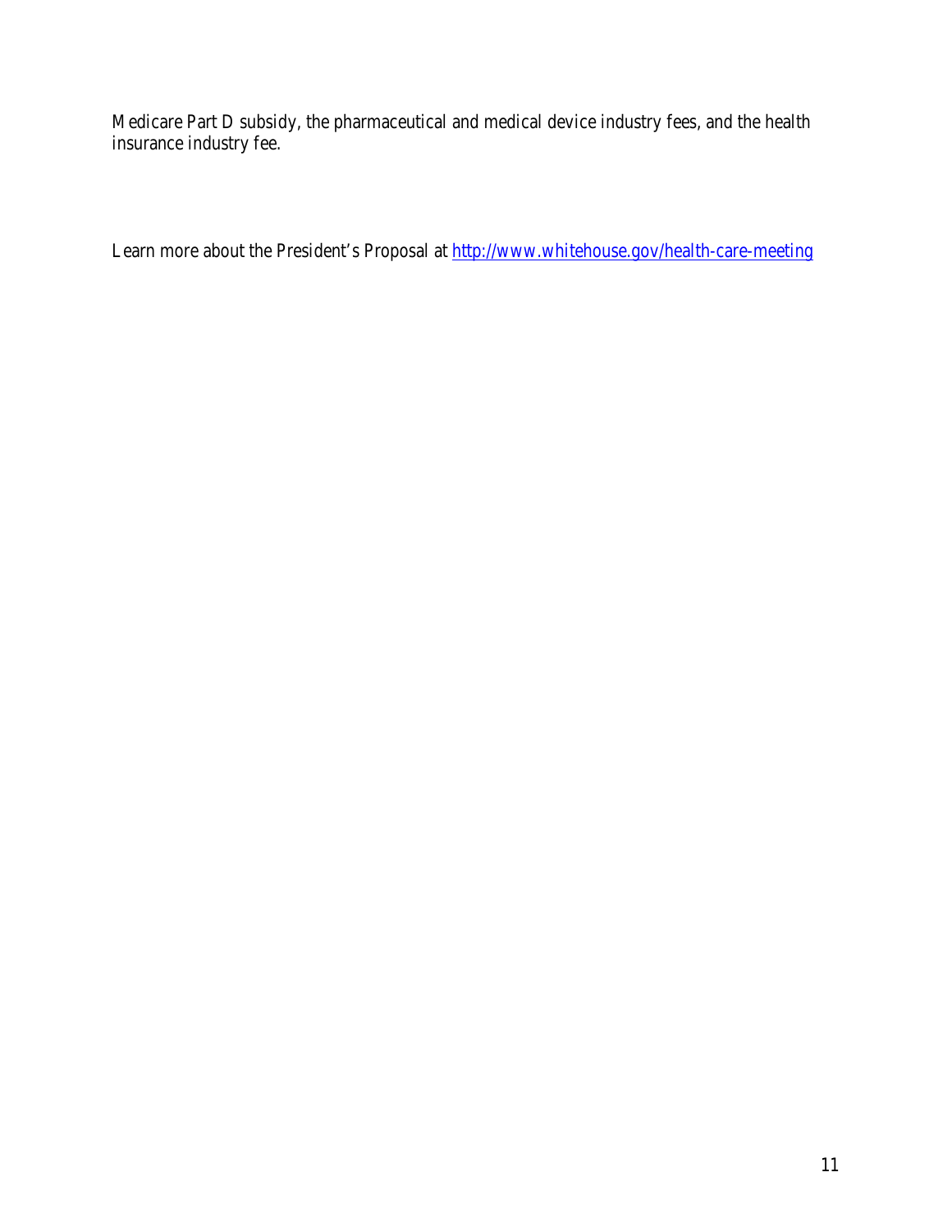Medicare Part D subsidy, the pharmaceutical and medical device industry fees, and the health insurance industry fee.

Learn more about the President's Proposal at [http://www.whitehouse.gov/health-care-meeting](http://www.whitehouse.gov/health-care-meeting)